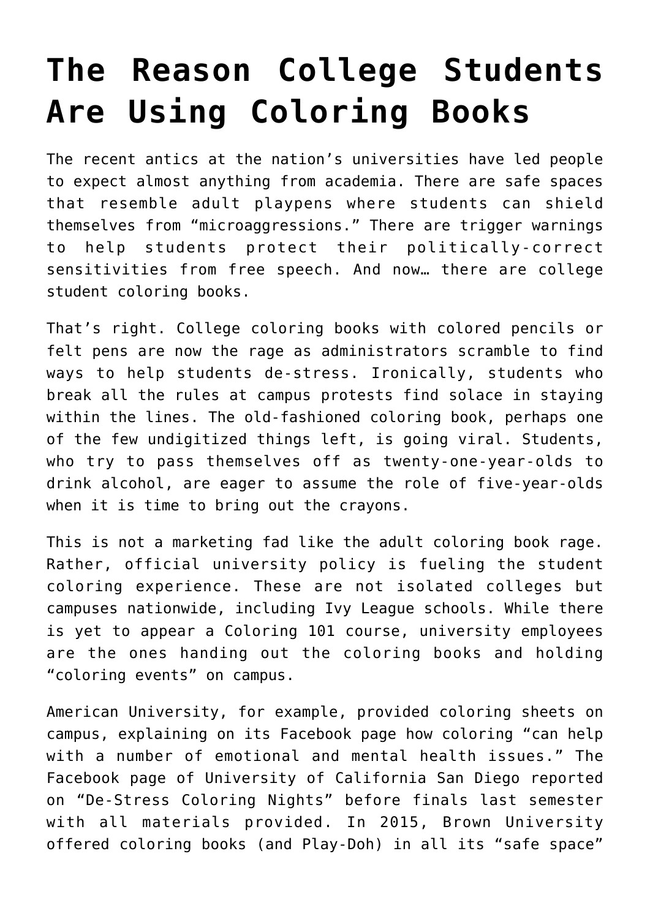# The Reason College Students Are Using Coloring Books

The recent antics at the nation's universities have led people to expect almost anything from academia. There are safe spaces that resemble adult playpens where students can shield themselves from "microaggressions." There are trigger warnings to help students protect their politically-correct sensitivities from free speech. And now… there are college student coloring books.

That's right. College coloring books with colored pencils or felt pens are now the rage as administrators scramble to find ways to help students de-stress. Ironically, students who break all the rules at campus protests find solace in staying within the lines. The old-fashioned coloring book, perhaps one of the few undigitized things left, is going viral. Students, who try to pass themselves off as twenty-one-year-olds to drink alcohol, are eager to assume the role of five-year-olds when it is time to bring out the crayons.

This is not a marketing fad like the adult coloring book rage. Rather, official university policy is fueling the student coloring experience. These are not isolated colleges but campuses nationwide, including Ivy League schools. While there is yet to appear a Coloring 101 course, university employees are the ones handing out the coloring books and holding "coloring events" on campus.

American University, for example, provided coloring sheets on campus, explaining on its Facebook page how coloring "can help with a number of emotional and mental health issues." The Facebook page of University of California San Diego reported on "De-Stress Coloring Nights" before finals last semester with all materials provided. In 2015, Brown University offered coloring books (and Play-Doh) in all its "safe space"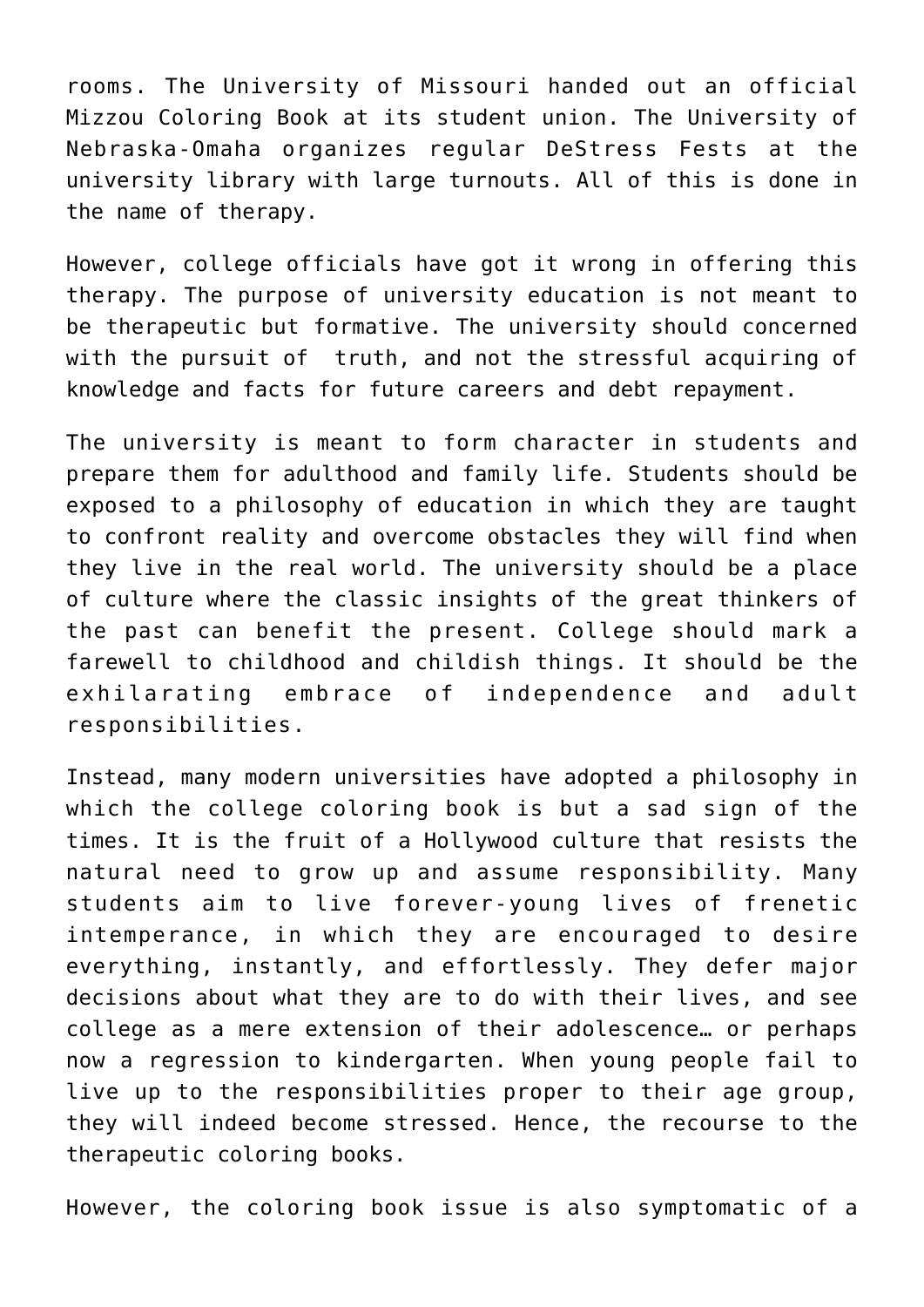rooms. The University of Missouri handed out an official Mizzou Coloring Book at its student union. The University of Nebraska-Omaha organizes regular DeStress Fests at the university library with large turnouts. All of this is done in the name of therapy.

However, college officials have got it wrong in offering this therapy. The purpose of university education is not meant to be therapeutic but formative. The university should concerned with the pursuit of truth, and not the stressful acquiring of knowledge and facts for future careers and debt repayment.

The university is meant to form character in students and prepare them for adulthood and family life. Students should be exposed to a philosophy of education in which they are taught to confront reality and overcome obstacles they will find when they live in the real world. The university should be a place of culture where the classic insights of the great thinkers of the past can benefit the present. College should mark a farewell to childhood and childish things. It should be the exhilarating embrace of independence and adult responsibilities.

Instead, many modern universities have adopted a philosophy in which the college coloring book is but a sad sign of the times. It is the fruit of a Hollywood culture that resists the natural need to grow up and assume responsibility. Many students aim to live forever-young lives of frenetic intemperance, in which they are encouraged to desire everything, instantly, and effortlessly. They defer major decisions about what they are to do with their lives, and see college as a mere extension of their adolescence… or perhaps now a regression to kindergarten. When young people fail to live up to the responsibilities proper to their age group, they will indeed become stressed. Hence, the recourse to the therapeutic coloring books.

However, the coloring book issue is also symptomatic of a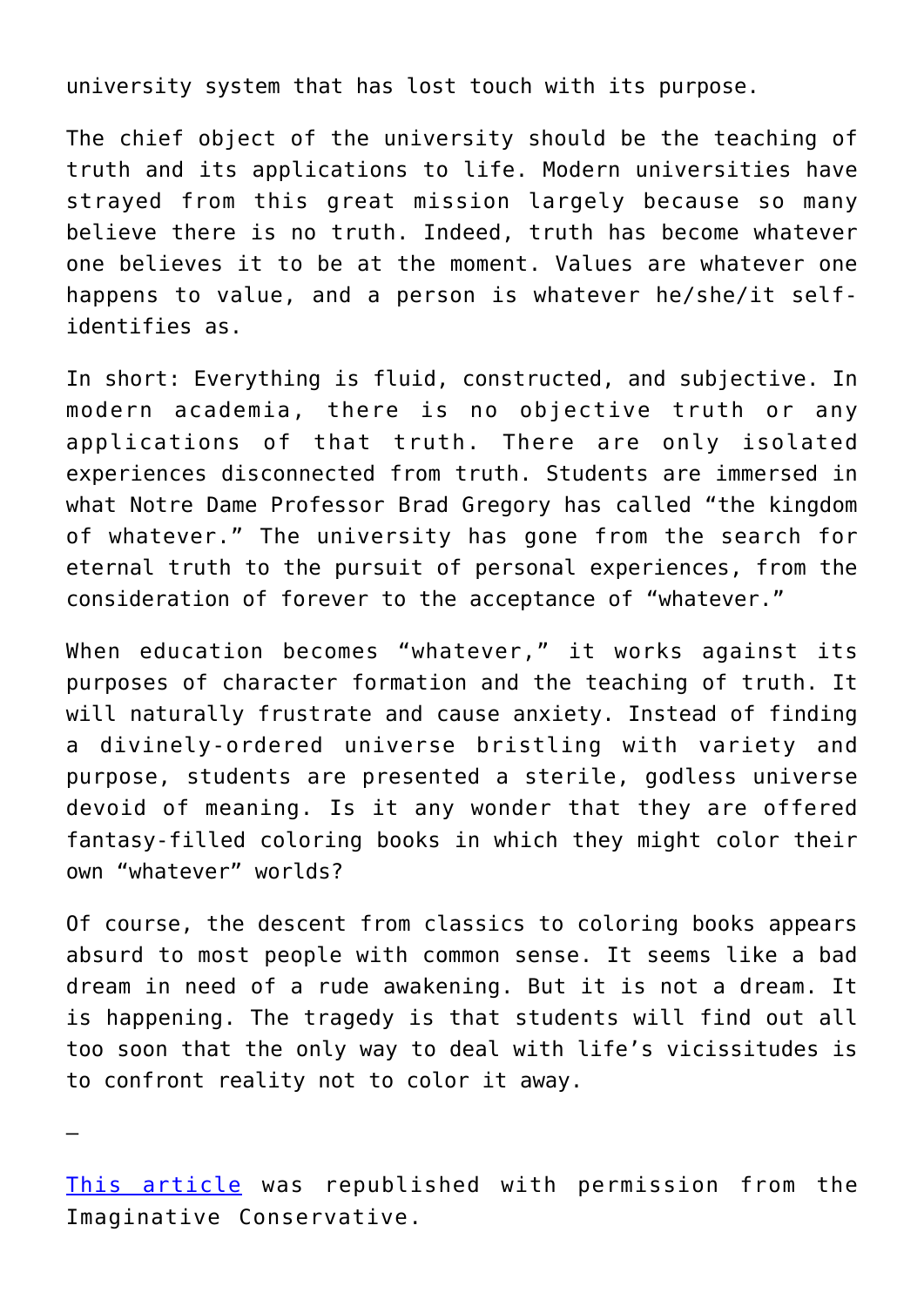university system that has lost touch with its purpose.

The chief object of the university should be the teaching of truth and its applications to life. Modern universities have strayed from this great mission largely because so many believe there is no truth. Indeed, truth has become whatever one believes it to be at the moment. Values are whatever one happens to value, and a person is whatever he/she/it self-identifies as.

In short: Everything is fluid, constructed, and subjective. In modern academia, there is no objective truth or any applications of that truth. There are only isolated experiences disconnected from truth. Students are immersed in what Notre Dame Professor Brad Gregory has called “the kingdom of whatever.” The university has gone from the search for eternal truth to the pursuit of personal experiences, from the consideration of forever to the acceptance of “whatever.”

When education becomes “whatever,” it works against its purposes of character formation and the teaching of truth. It will naturally frustrate and cause anxiety. Instead of finding a divinely-ordered universe bristling with variety and purpose, students are presented a sterile, godless universe devoid of meaning. Is it any wonder that they are offered fantasy-filled coloring books in which they might color their own “whatever” worlds?

Of course, the descent from classics to coloring books appears absurd to most people with common sense. It seems like a bad dream in need of a rude awakening. But it is not a dream. It is happening. The tragedy is that students will find out all too soon that the only way to deal with life’s vicissitudes is to confront reality not to color it away.

—

This article was republished with permission from the Imaginative Conservative.